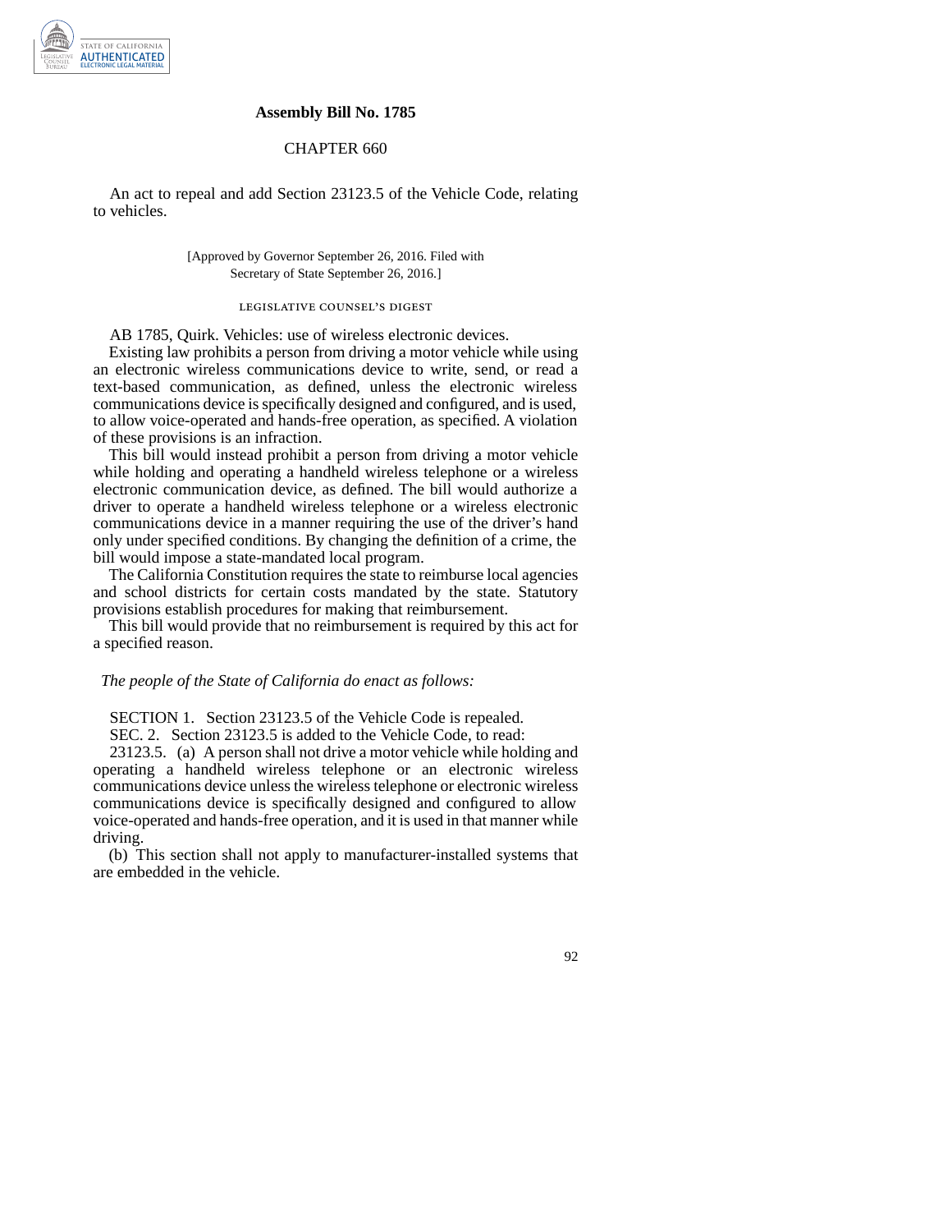# Assembly Bill No. 1785

## CHAPTER 660

An act to repeal and add Section 23123.5 of the Vehicle Code, relating to vehicles.

[Approved by Governor September 26, 2016. Filed with Secretary of State September 26, 2016.]

### LEGISLATIVE COUNSEL'S DIGEST

AB 1785, Quirk. Vehicles: use of wireless electronic devices.

Existing law prohibits a person from driving a motor vehicle while using an electronic wireless communications device to write, send, or read a text-based communication, as defined, unless the electronic wireless communications device is specifically designed and configured, and is used, to allow voice-operated and hands-free operation, as specified. A violation of these provisions is an infraction.

This bill would instead prohibit a person from driving a motor vehicle while holding and operating a handheld wireless telephone or a wireless electronic communication device, as defined. The bill would authorize a driver to operate a handheld wireless telephone or a wireless electronic communications device in a manner requiring the use of the driver's hand only under specified conditions. By changing the definition of a crime, the bill would impose a state-mandated local program.

The California Constitution requires the state to reimburse local agencies and school districts for certain costs mandated by the state. Statutory provisions establish procedures for making that reimbursement.

This bill would provide that no reimbursement is required by this act for a specified reason.

*The people of the State of California do enact as follows:*

SECTION 1. Section 23123.5 of the Vehicle Code is repealed.

SEC. 2. Section 23123.5 is added to the Vehicle Code, to read:

23123.5. (a) A person shall not drive a motor vehicle while holding and operating a handheld wireless telephone or an electronic wireless communications device unless the wireless telephone or electronic wireless communications device is specifically designed and configured to allow voice-operated and hands-free operation, and it is used in that manner while driving.

(b) This section shall not apply to manufacturer-installed systems that are embedded in the vehicle.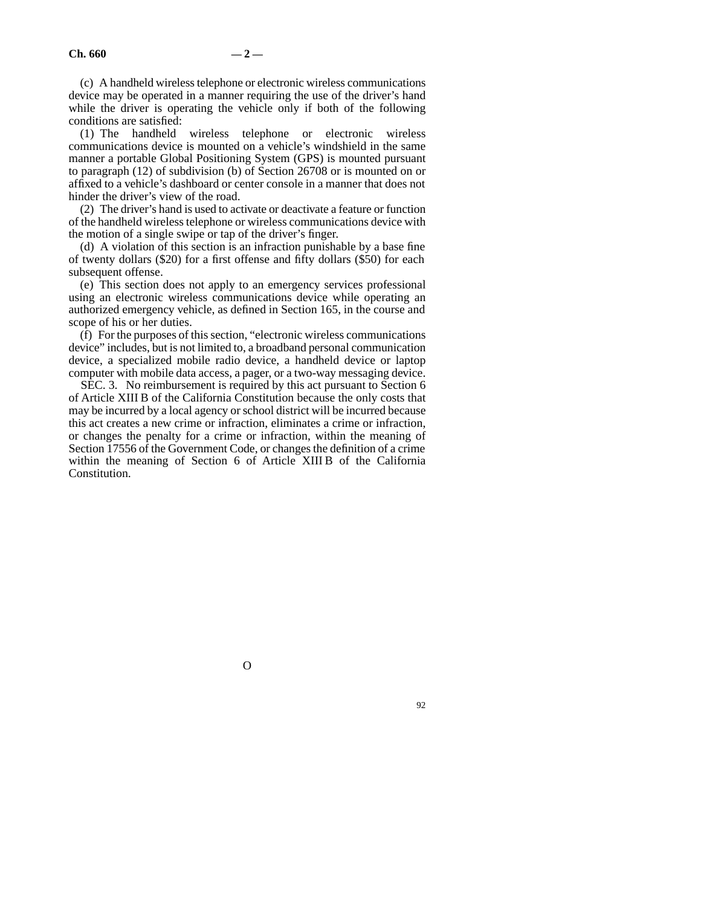(c) A handheld wireless telephone or electronic wireless communications device may be operated in a manner requiring the use of the driver's hand while the driver is operating the vehicle only if both of the following conditions are satisfied:

(1) The handheld wireless telephone or electronic wireless communications device is mounted on a vehicle's windshield in the same manner a portable Global Positioning System (GPS) is mounted pursuant to paragraph (12) of subdivision (b) of Section 26708 or is mounted on or affixed to a vehicle's dashboard or center console in a manner that does not hinder the driver's view of the road.

(2) The driver's hand is used to activate or deactivate a feature or function of the handheld wireless telephone or wireless communications device with the motion of a single swipe or tap of the driver's finger.

(d) A violation of this section is an infraction punishable by a base fine of twenty dollars ($20) for a first offense and fifty dollars ($50) for each subsequent offense.

(e) This section does not apply to an emergency services professional using an electronic wireless communications device while operating an authorized emergency vehicle, as defined in Section 165, in the course and scope of his or her duties.

(f) For the purposes of this section, "electronic wireless communications device" includes, but is not limited to, a broadband personal communication device, a specialized mobile radio device, a handheld device or laptop computer with mobile data access, a pager, or a two-way messaging device.

SEC. 3. No reimbursement is required by this act pursuant to Section 6 of Article XIII B of the California Constitution because the only costs that may be incurred by a local agency or school district will be incurred because this act creates a new crime or infraction, eliminates a crime or infraction, or changes the penalty for a crime or infraction, within the meaning of Section 17556 of the Government Code, or changes the definition of a crime within the meaning of Section 6 of Article XIII B of the California Constitution.

O